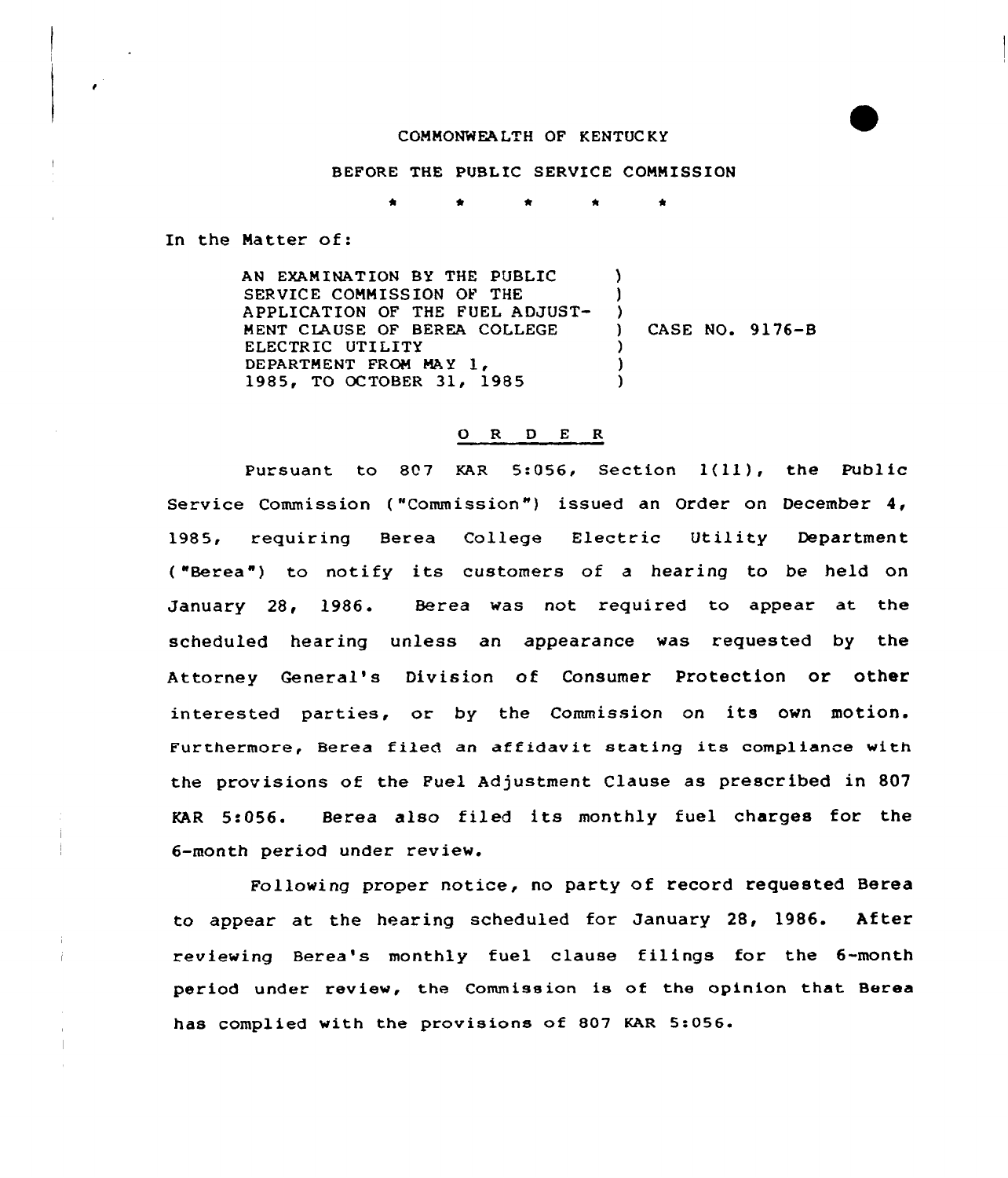COMMONWEALTH OF KENTUCKY

BEFORE THE PUBLIC SERVICE COMMISSION

\* \* \* \* \*

In the Matter of:

| | | |
|---|---|---|
| AN EXAMINATION BY THE PUBLIC SERVICE COMMISSION OF THE APPLICATION OF THE FUEL ADJUSTMENT CLAUSE OF BEREA COLLEGE ELECTRIC UTILITY DEPARTMENT FROM MAY 1, 1985, TO OCTOBER 31, 1985 | ) | CASE NO. 9176-B |

O R D E R

Pursuant to 807 KAR 5:056, Section 1(11), the Public Service Commission ("Commission") issued an Order on December 4, 1985, requiring Berea College Electric Utility Department ("Berea") to notify its customers of a hearing to be held on January 28, 1986. Berea was not required to appear at the scheduled hearing unless an appearance was requested by the Attorney General's Division of Consumer Protection or other interested parties, or by the Commission on its own motion. Furthermore, Berea filed an affidavit stating its compliance with the provisions of the Fuel Adjustment Clause as prescribed in 807 KAR 5:056. Berea also filed its monthly fuel charges for the 6-month period under review.

Following proper notice, no party of record requested Berea to appear at the hearing scheduled for January 28, 1986. After reviewing Berea's monthly fuel clause filings for the 6-month period under review, the Commission is of the opinion that Berea has complied with the provisions of 807 KAR 5:056.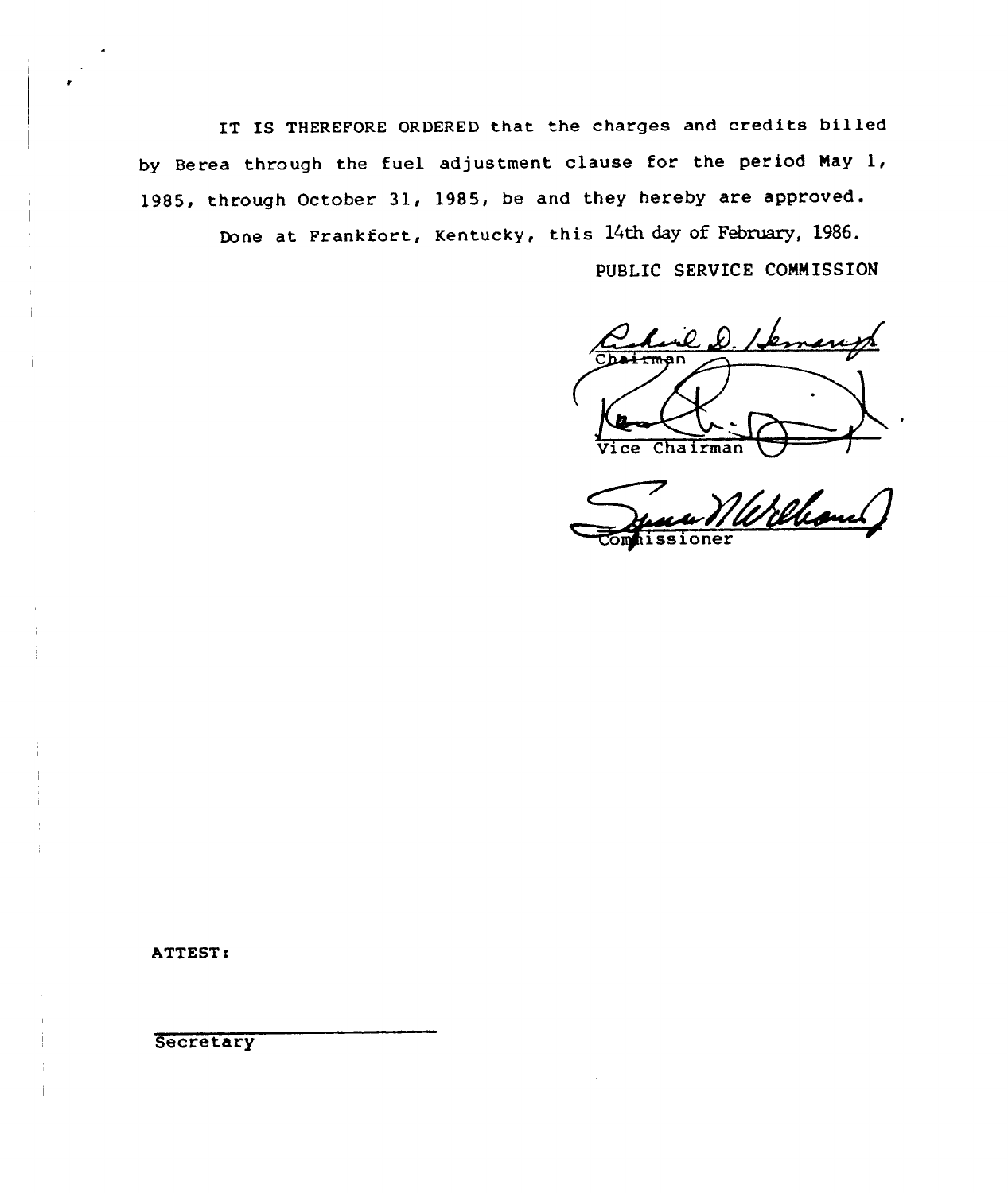IT IS THEREFORE ORDERED that the charges and credits billed by Berea through the fuel adjustment clause for the period May 1, 1985, through October 31, 1985, be and they hereby are approved.

Done at Frankfort, Kentucky, this 14th day of February, 1986.

PUBLIC SERVICE COMMISSION

Chairman

Vice Chairman

Commissioner

ATTEST:

Secretary